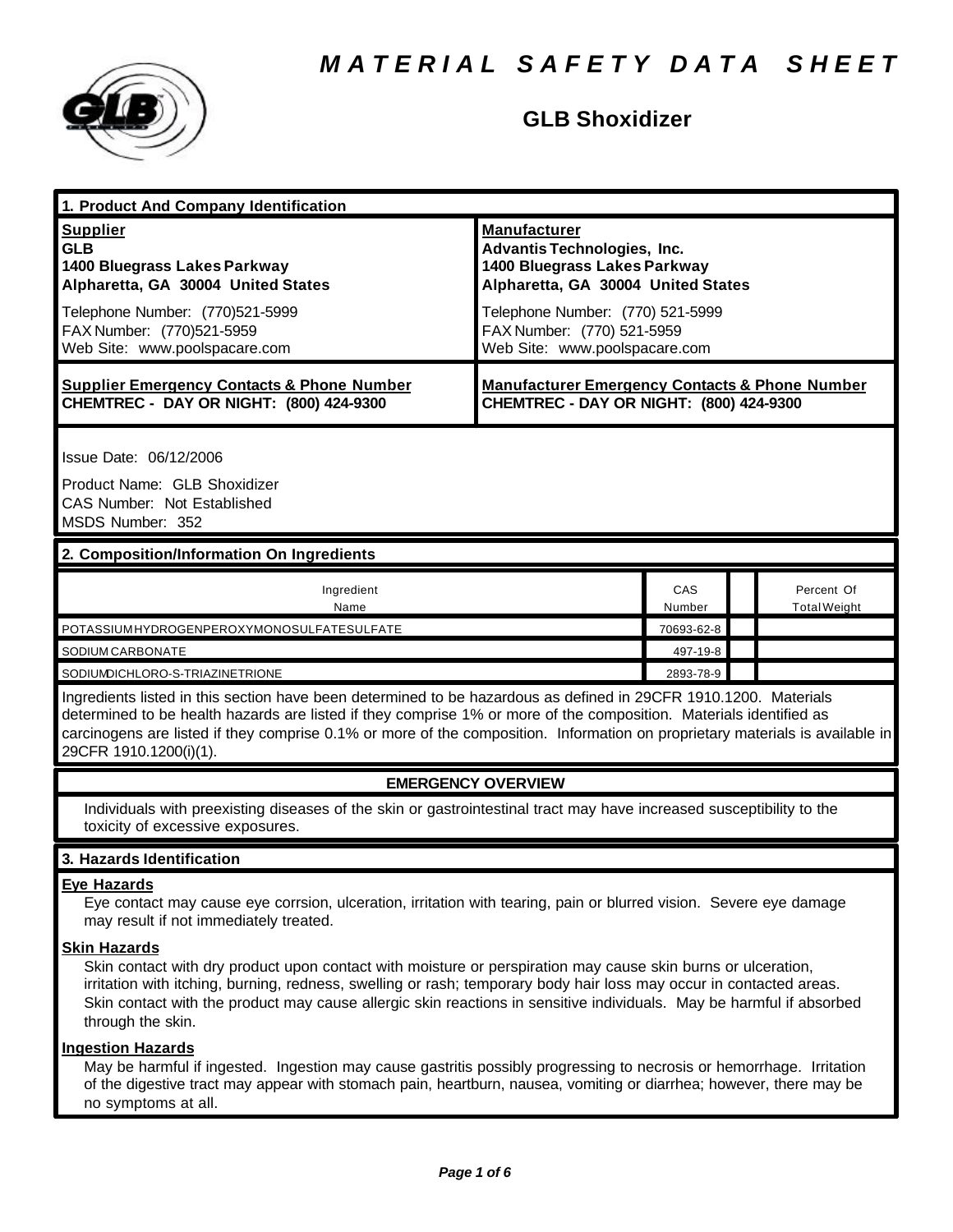# MATERIAL SAFETY DATA SHEET

## GLB Shoxidizer

### 1. Product And Company Identification

| **Supplier** | **Manufacturer** |
|---|---|
| **GLB** | **Advantis Technologies, Inc.** |
| **1400 Bluegrass Lakes Parkway** | **1400 Bluegrass Lakes Parkway** |
| **Alpharetta, GA 30004 United States** | **Alpharetta, GA 30004 United States** |
| Telephone Number: (770)521-5999 | Telephone Number: (770) 521-5999 |
| FAX Number: (770)521-5959 | FAX Number: (770) 521-5959 |
| Web Site: www.poolspacare.com | Web Site: www.poolspacare.com |

| **Supplier Emergency Contacts & Phone Number** | **Manufacturer Emergency Contacts & Phone Number** |
|---|---|
| **CHEMTREC - DAY OR NIGHT: (800) 424-9300** | **CHEMTREC - DAY OR NIGHT: (800) 424-9300** |

Issue Date: 06/12/2006

Product Name: GLB Shoxidizer
CAS Number: Not Established
MSDS Number: 352

### 2. Composition/Information On Ingredients

| Ingredient Name | CAS Number | | Percent Of Total Weight |
|---|---|---|---|
| POTASSIUMHYDROGENPEROXYMONOSULFATESULFATE | 70693-62-8 | | |
| SODIUM CARBONATE | 497-19-8 | | |
| SODIUMDICHLORO-S-TRIAZINETRIONE | 2893-78-9 | | |

Ingredients listed in this section have been determined to be hazardous as defined in 29CFR 1910.1200. Materials determined to be health hazards are listed if they comprise 1% or more of the composition. Materials identified as carcinogens are listed if they comprise 0.1% or more of the composition. Information on proprietary materials is available in 29CFR 1910.1200(i)(1).

### EMERGENCY OVERVIEW

Individuals with preexisting diseases of the skin or gastrointestinal tract may have increased susceptibility to the toxicity of excessive exposures.

### 3. Hazards Identification

**Eye Hazards**

Eye contact may cause eye corrsion, ulceration, irritation with tearing, pain or blurred vision. Severe eye damage may result if not immediately treated.

**Skin Hazards**

Skin contact with dry product upon contact with moisture or perspiration may cause skin burns or ulceration, irritation with itching, burning, redness, swelling or rash; temporary body hair loss may occur in contacted areas. Skin contact with the product may cause allergic skin reactions in sensitive individuals. May be harmful if absorbed through the skin.

**Ingestion Hazards**

May be harmful if ingested. Ingestion may cause gastritis possibly progressing to necrosis or hemorrhage. Irritation of the digestive tract may appear with stomach pain, heartburn, nausea, vomiting or diarrhea; however, there may be no symptoms at all.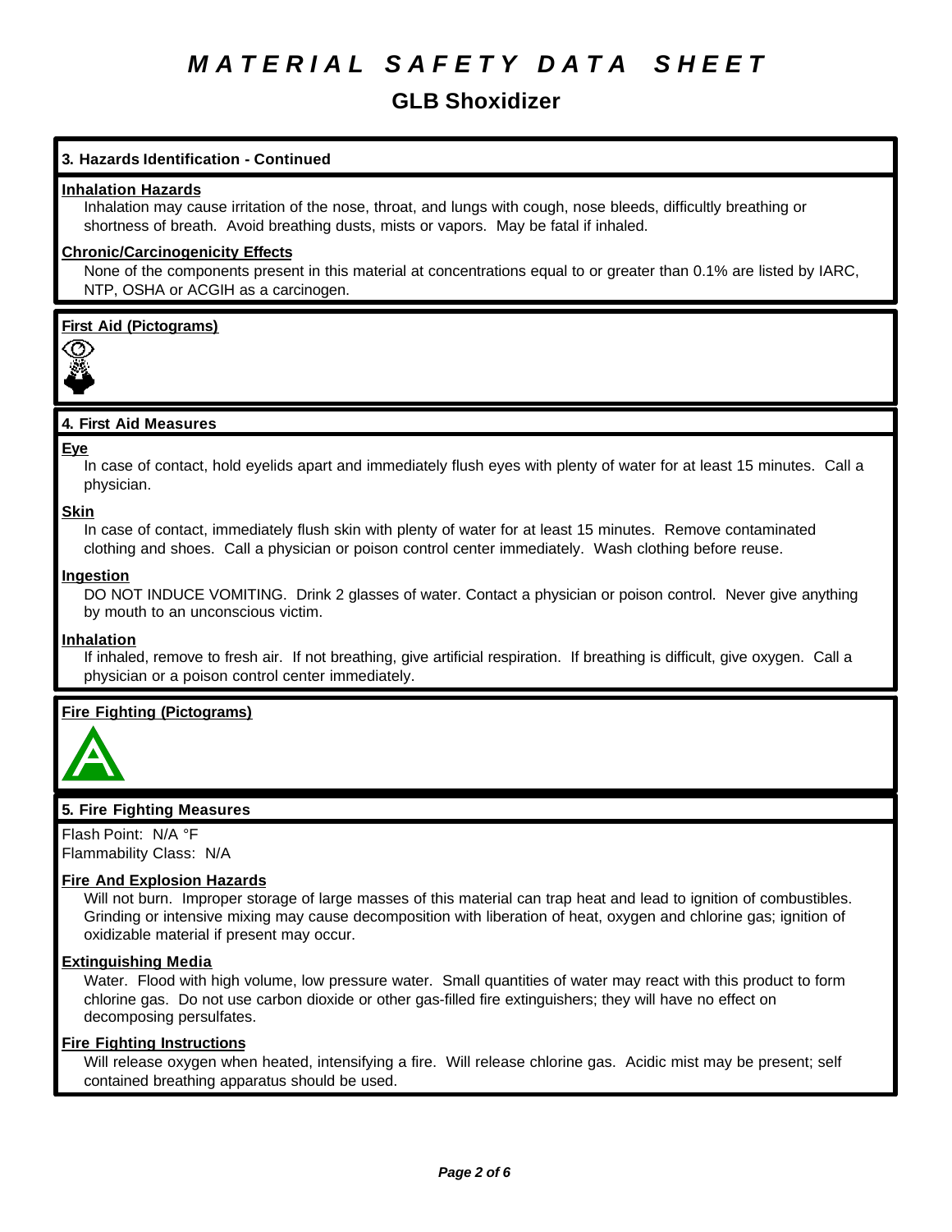# MATERIAL SAFETY DATA SHEET

## GLB Shoxidizer

### 3. Hazards Identification - Continued

**Inhalation Hazards**

Inhalation may cause irritation of the nose, throat, and lungs with cough, nose bleeds, difficultly breathing or shortness of breath. Avoid breathing dusts, mists or vapors. May be fatal if inhaled.

**Chronic/Carcinogenicity Effects**

None of the components present in this material at concentrations equal to or greater than 0.1% are listed by IARC, NTP, OSHA or ACGIH as a carcinogen.

**First Aid (Pictograms)**

### 4. First Aid Measures

**Eye**

In case of contact, hold eyelids apart and immediately flush eyes with plenty of water for at least 15 minutes. Call a physician.

**Skin**

In case of contact, immediately flush skin with plenty of water for at least 15 minutes. Remove contaminated clothing and shoes. Call a physician or poison control center immediately. Wash clothing before reuse.

**Ingestion**

DO NOT INDUCE VOMITING. Drink 2 glasses of water. Contact a physician or poison control. Never give anything by mouth to an unconscious victim.

**Inhalation**

If inhaled, remove to fresh air. If not breathing, give artificial respiration. If breathing is difficult, give oxygen. Call a physician or a poison control center immediately.

**Fire Fighting (Pictograms)**

### 5. Fire Fighting Measures

Flash Point: N/A °F
Flammability Class: N/A

**Fire And Explosion Hazards**

Will not burn. Improper storage of large masses of this material can trap heat and lead to ignition of combustibles. Grinding or intensive mixing may cause decomposition with liberation of heat, oxygen and chlorine gas; ignition of oxidizable material if present may occur.

**Extinguishing Media**

Water. Flood with high volume, low pressure water. Small quantities of water may react with this product to form chlorine gas. Do not use carbon dioxide or other gas-filled fire extinguishers; they will have no effect on decomposing persulfates.

**Fire Fighting Instructions**

Will release oxygen when heated, intensifying a fire. Will release chlorine gas. Acidic mist may be present; self contained breathing apparatus should be used.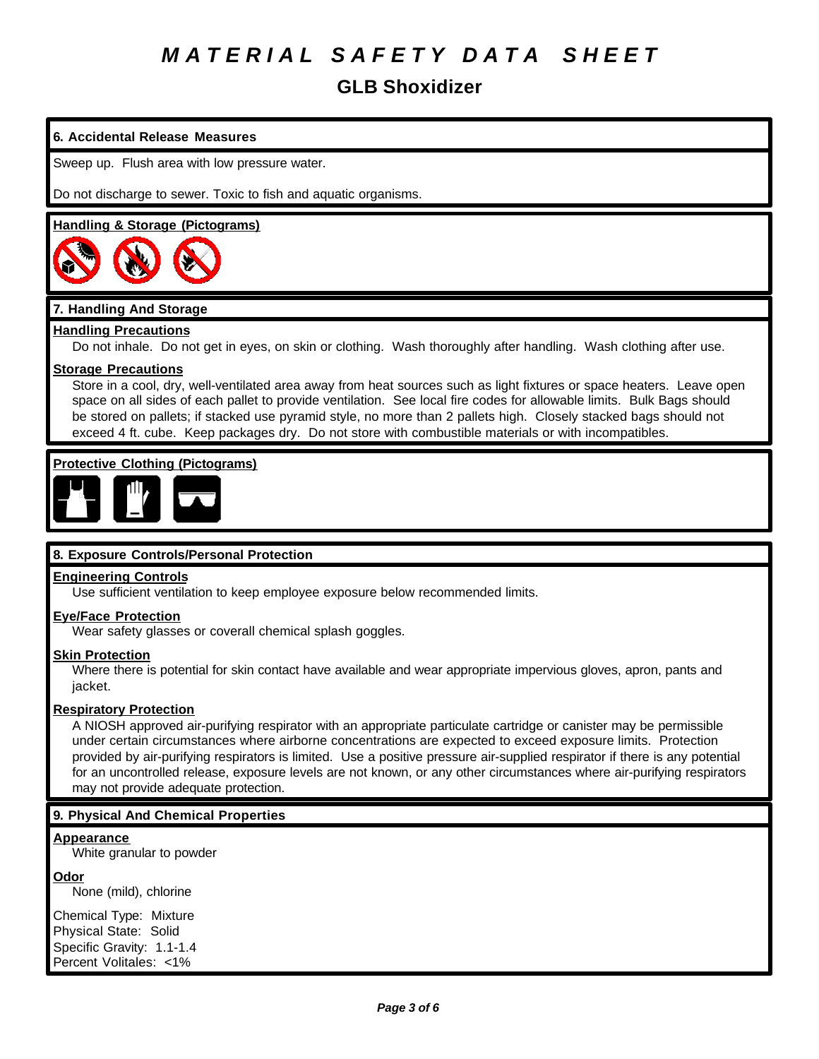# MATERIAL SAFETY DATA SHEET

## GLB Shoxidizer

### 6. Accidental Release Measures

Sweep up. Flush area with low pressure water.

Do not discharge to sewer. Toxic to fish and aquatic organisms.

**Handling & Storage (Pictograms)**

### 7. Handling And Storage

**Handling Precautions**

Do not inhale. Do not get in eyes, on skin or clothing. Wash thoroughly after handling. Wash clothing after use.

**Storage Precautions**

Store in a cool, dry, well-ventilated area away from heat sources such as light fixtures or space heaters. Leave open space on all sides of each pallet to provide ventilation. See local fire codes for allowable limits. Bulk Bags should be stored on pallets; if stacked use pyramid style, no more than 2 pallets high. Closely stacked bags should not exceed 4 ft. cube. Keep packages dry. Do not store with combustible materials or with incompatibles.

**Protective Clothing (Pictograms)**

### 8. Exposure Controls/Personal Protection

**Engineering Controls**

Use sufficient ventilation to keep employee exposure below recommended limits.

**Eye/Face Protection**

Wear safety glasses or coverall chemical splash goggles.

**Skin Protection**

Where there is potential for skin contact have available and wear appropriate impervious gloves, apron, pants and jacket.

**Respiratory Protection**

A NIOSH approved air-purifying respirator with an appropriate particulate cartridge or canister may be permissible under certain circumstances where airborne concentrations are expected to exceed exposure limits. Protection provided by air-purifying respirators is limited. Use a positive pressure air-supplied respirator if there is any potential for an uncontrolled release, exposure levels are not known, or any other circumstances where air-purifying respirators may not provide adequate protection.

### 9. Physical And Chemical Properties

**Appearance**

White granular to powder

**Odor**

None (mild), chlorine

Chemical Type: Mixture
Physical State: Solid
Specific Gravity: 1.1-1.4
Percent Volitales: <1%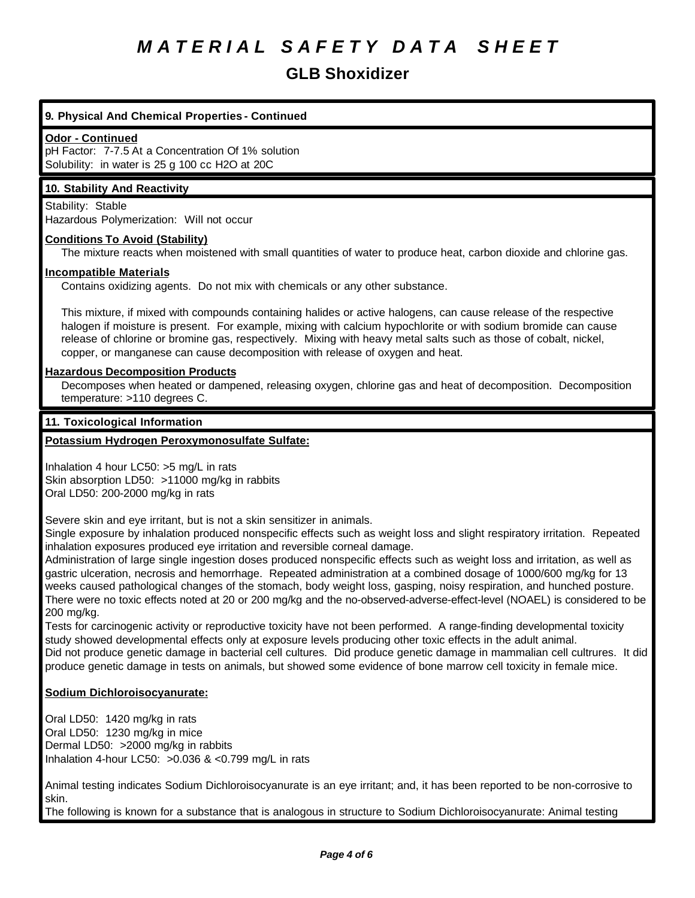# MATERIAL SAFETY DATA SHEET

## GLB Shoxidizer

### 9. Physical And Chemical Properties - Continued

**Odor - Continued**

pH Factor: 7-7.5 At a Concentration Of 1% solution
Solubility: in water is 25 g 100 cc H2O at 20C

### 10. Stability And Reactivity

Stability: Stable
Hazardous Polymerization: Will not occur

**Conditions To Avoid (Stability)**

The mixture reacts when moistened with small quantities of water to produce heat, carbon dioxide and chlorine gas.

**Incompatible Materials**

Contains oxidizing agents. Do not mix with chemicals or any other substance.

This mixture, if mixed with compounds containing halides or active halogens, can cause release of the respective halogen if moisture is present. For example, mixing with calcium hypochlorite or with sodium bromide can cause release of chlorine or bromine gas, respectively. Mixing with heavy metal salts such as those of cobalt, nickel, copper, or manganese can cause decomposition with release of oxygen and heat.

**Hazardous Decomposition Products**

Decomposes when heated or dampened, releasing oxygen, chlorine gas and heat of decomposition. Decomposition temperature: >110 degrees C.

### 11. Toxicological Information

**Potassium Hydrogen Peroxymonosulfate Sulfate:**

Inhalation 4 hour LC50: >5 mg/L in rats
Skin absorption LD50: >11000 mg/kg in rabbits
Oral LD50: 200-2000 mg/kg in rats

Severe skin and eye irritant, but is not a skin sensitizer in animals.
Single exposure by inhalation produced nonspecific effects such as weight loss and slight respiratory irritation. Repeated inhalation exposures produced eye irritation and reversible corneal damage.
Administration of large single ingestion doses produced nonspecific effects such as weight loss and irritation, as well as gastric ulceration, necrosis and hemorrhage. Repeated administration at a combined dosage of 1000/600 mg/kg for 13 weeks caused pathological changes of the stomach, body weight loss, gasping, noisy respiration, and hunched posture. There were no toxic effects noted at 20 or 200 mg/kg and the no-observed-adverse-effect-level (NOAEL) is considered to be 200 mg/kg.
Tests for carcinogenic activity or reproductive toxicity have not been performed. A range-finding developmental toxicity study showed developmental effects only at exposure levels producing other toxic effects in the adult animal.
Did not produce genetic damage in bacterial cell cultures. Did produce genetic damage in mammalian cell cultrures. It did produce genetic damage in tests on animals, but showed some evidence of bone marrow cell toxicity in female mice.

**Sodium Dichloroisocyanurate:**

Oral LD50: 1420 mg/kg in rats
Oral LD50: 1230 mg/kg in mice
Dermal LD50: >2000 mg/kg in rabbits
Inhalation 4-hour LC50: >0.036 & <0.799 mg/L in rats

Animal testing indicates Sodium Dichloroisocyanurate is an eye irritant; and, it has been reported to be non-corrosive to skin.
The following is known for a substance that is analogous in structure to Sodium Dichloroisocyanurate: Animal testing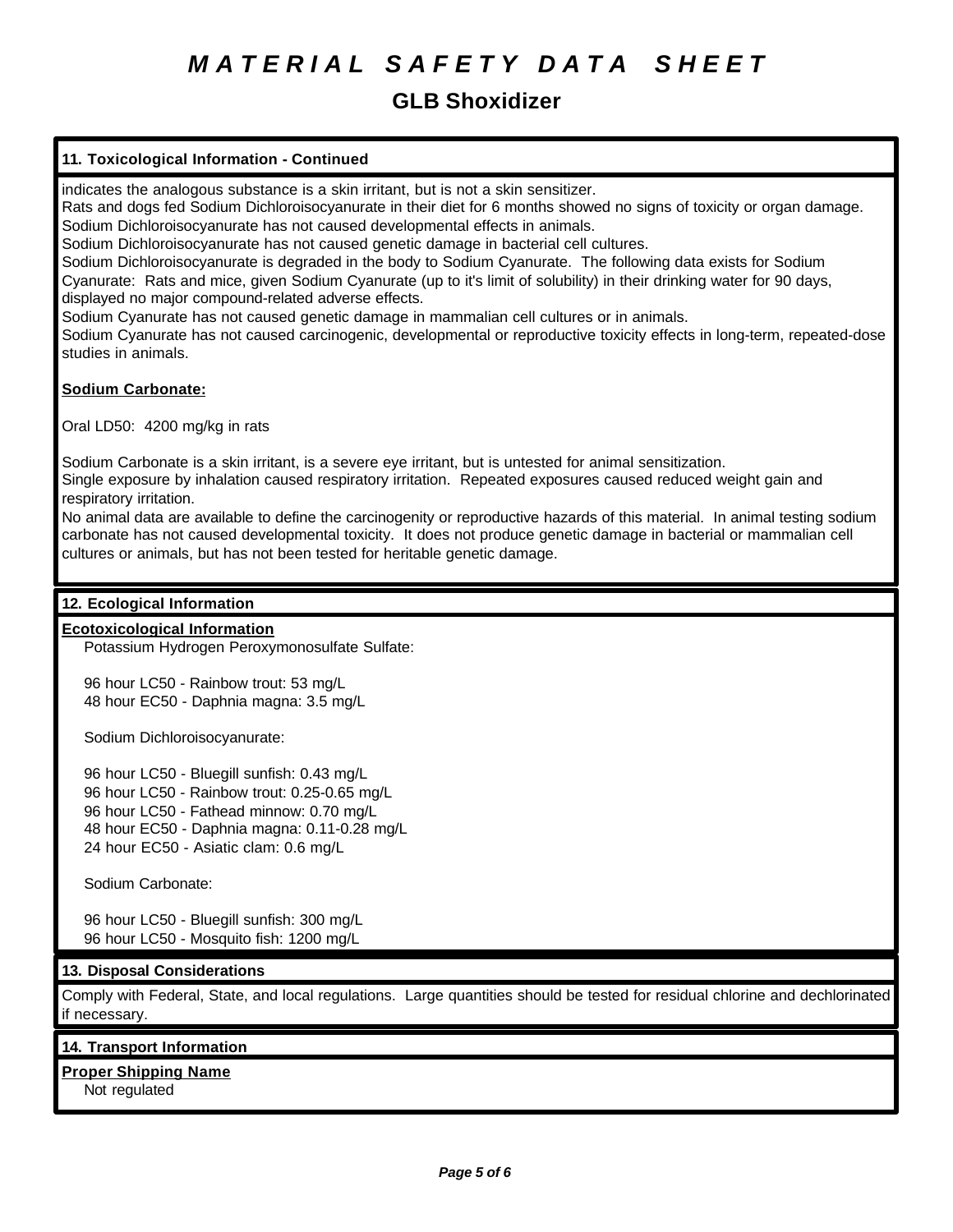# MATERIAL SAFETY DATA SHEET

## GLB Shoxidizer

### 11. Toxicological Information - Continued

indicates the analogous substance is a skin irritant, but is not a skin sensitizer.
Rats and dogs fed Sodium Dichloroisocyanurate in their diet for 6 months showed no signs of toxicity or organ damage.
Sodium Dichloroisocyanurate has not caused developmental effects in animals.
Sodium Dichloroisocyanurate has not caused genetic damage in bacterial cell cultures.
Sodium Dichloroisocyanurate is degraded in the body to Sodium Cyanurate. The following data exists for Sodium Cyanurate: Rats and mice, given Sodium Cyanurate (up to it's limit of solubility) in their drinking water for 90 days, displayed no major compound-related adverse effects.
Sodium Cyanurate has not caused genetic damage in mammalian cell cultures or in animals.
Sodium Cyanurate has not caused carcinogenic, developmental or reproductive toxicity effects in long-term, repeated-dose studies in animals.

**Sodium Carbonate:**

Oral LD50: 4200 mg/kg in rats

Sodium Carbonate is a skin irritant, is a severe eye irritant, but is untested for animal sensitization.
Single exposure by inhalation caused respiratory irritation. Repeated exposures caused reduced weight gain and respiratory irritation.
No animal data are available to define the carcinogenity or reproductive hazards of this material. In animal testing sodium carbonate has not caused developmental toxicity. It does not produce genetic damage in bacterial or mammalian cell cultures or animals, but has not been tested for heritable genetic damage.

### 12. Ecological Information

**Ecotoxicological Information**

Potassium Hydrogen Peroxymonosulfate Sulfate:

96 hour LC50 - Rainbow trout: 53 mg/L
48 hour EC50 - Daphnia magna: 3.5 mg/L

Sodium Dichloroisocyanurate:

96 hour LC50 - Bluegill sunfish: 0.43 mg/L
96 hour LC50 - Rainbow trout: 0.25-0.65 mg/L
96 hour LC50 - Fathead minnow: 0.70 mg/L
48 hour EC50 - Daphnia magna: 0.11-0.28 mg/L
24 hour EC50 - Asiatic clam: 0.6 mg/L

Sodium Carbonate:

96 hour LC50 - Bluegill sunfish: 300 mg/L
96 hour LC50 - Mosquito fish: 1200 mg/L

### 13. Disposal Considerations

Comply with Federal, State, and local regulations. Large quantities should be tested for residual chlorine and dechlorinated if necessary.

### 14. Transport Information

**Proper Shipping Name**

Not regulated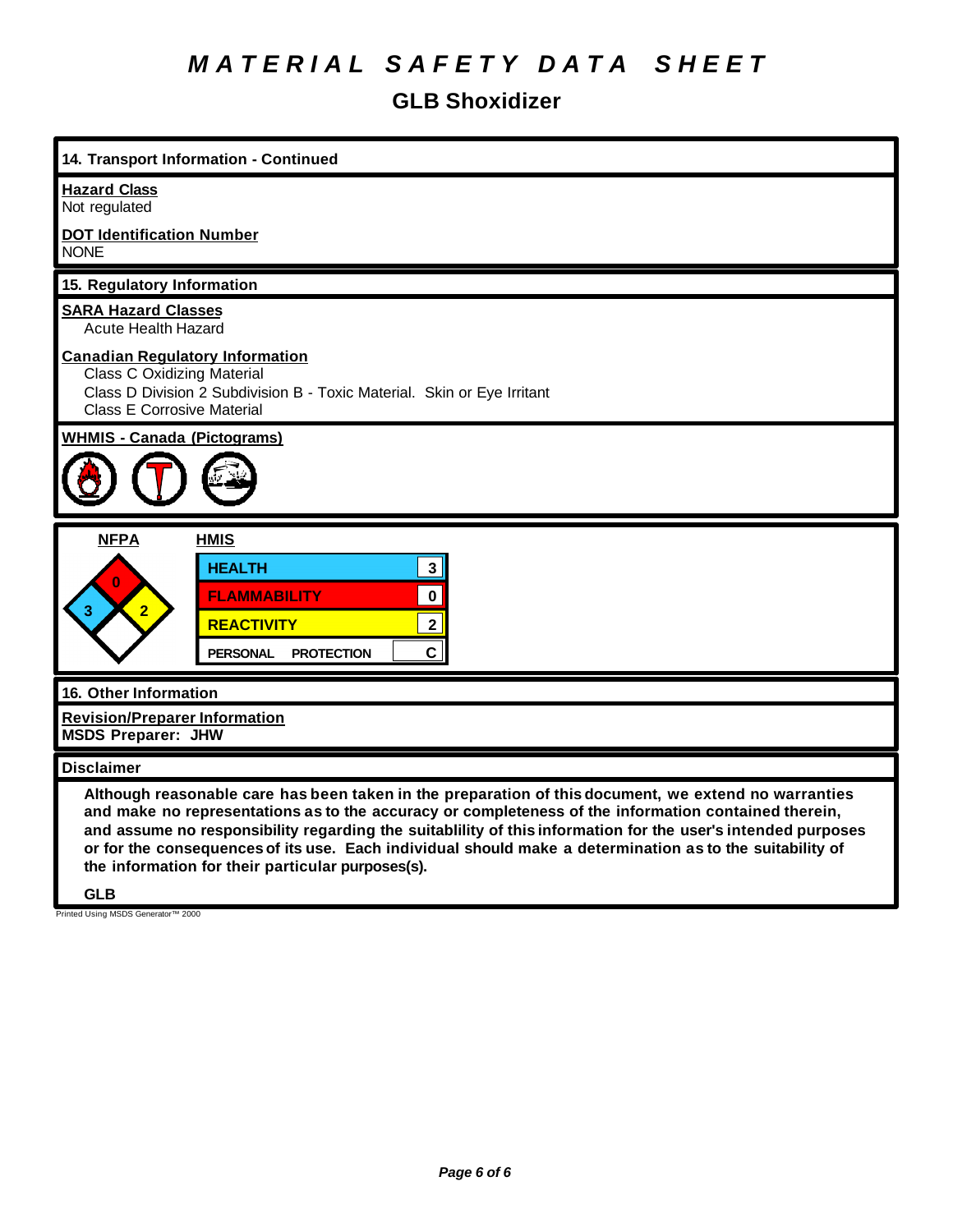# MATERIAL SAFETY DATA SHEET

## GLB Shoxidizer

### 14. Transport Information - Continued

**Hazard Class**
Not regulated

**DOT Identification Number**
NONE

### 15. Regulatory Information

**SARA Hazard Classes**
Acute Health Hazard

**Canadian Regulatory Information**
Class C Oxidizing Material
Class D Division 2 Subdivision B - Toxic Material. Skin or Eye Irritant
Class E Corrosive Material

**WHMIS - Canada (Pictograms)**

**NFPA**

0
3
2

**HMIS**

| | |
|---|---|
| HEALTH | 3 |
| FLAMMABILITY | 0 |
| REACTIVITY | 2 |
| PERSONAL PROTECTION | C |

### 16. Other Information

**Revision/Preparer Information**
**MSDS Preparer: JHW**

### Disclaimer

**Although reasonable care has been taken in the preparation of this document, we extend no warranties and make no representations as to the accuracy or completeness of the information contained therein, and assume no responsibility regarding the suitablility of this information for the user's intended purposes or for the consequences of its use. Each individual should make a determination as to the suitability of the information for their particular purposes(s).**

**GLB**

Printed Using MSDS Generator™ 2000